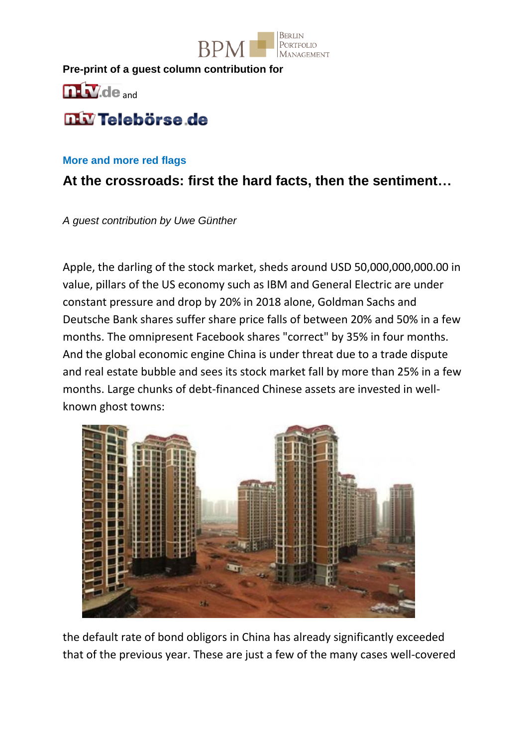**Pre-print of a guest column contribution for**

n-tv.de and

n-tv Teleböörse.de

**More and more red flags**

## At the crossroads: first the hard facts, then the sentiment…

*A guest contribution by Uwe Günther*

Apple, the darling of the stock market, sheds around USD 50,000,000,000.00 in value, pillars of the US economy such as IBM and General Electric are under constant pressure and drop by 20% in 2018 alone, Goldman Sachs and Deutsche Bank shares suffer share price falls of between 20% and 50% in a few months. The omnipresent Facebook shares "correct" by 35% in four months. And the global economic engine China is under threat due to a trade dispute and real estate bubble and sees its stock market fall by more than 25% in a few months. Large chunks of debt-financed Chinese assets are invested in well-known ghost towns:

the default rate of bond obligors in China has already significantly exceeded that of the previous year. These are just a few of the many cases well-covered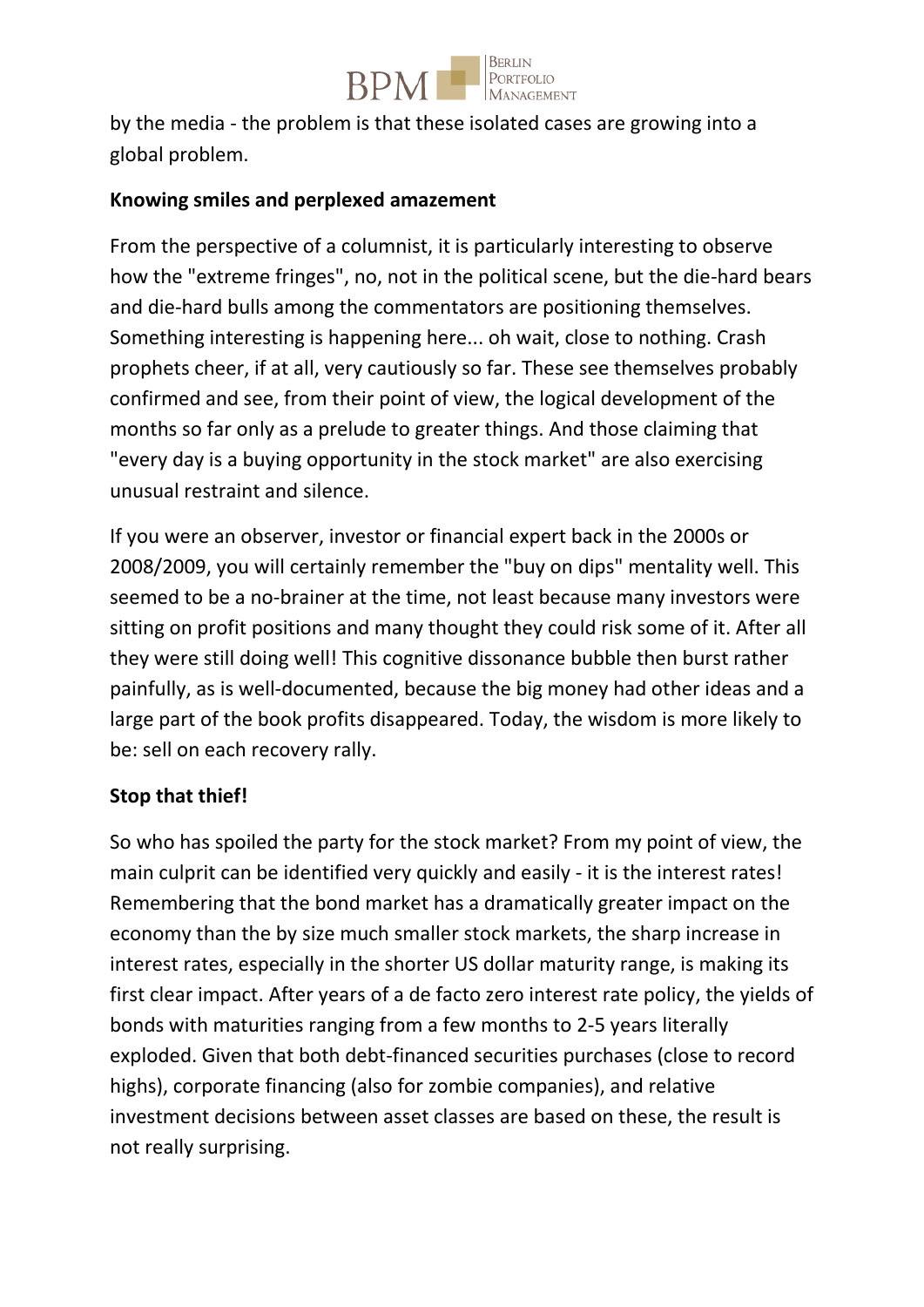by the media - the problem is that these isolated cases are growing into a global problem.

**Knowing smiles and perplexed amazement**

From the perspective of a columnist, it is particularly interesting to observe how the "extreme fringes", no, not in the political scene, but the die-hard bears and die-hard bulls among the commentators are positioning themselves. Something interesting is happening here... oh wait, close to nothing. Crash prophets cheer, if at all, very cautiously so far. These see themselves probably confirmed and see, from their point of view, the logical development of the months so far only as a prelude to greater things. And those claiming that "every day is a buying opportunity in the stock market" are also exercising unusual restraint and silence.

If you were an observer, investor or financial expert back in the 2000s or 2008/2009, you will certainly remember the "buy on dips" mentality well. This seemed to be a no-brainer at the time, not least because many investors were sitting on profit positions and many thought they could risk some of it. After all they were still doing well! This cognitive dissonance bubble then burst rather painfully, as is well-documented, because the big money had other ideas and a large part of the book profits disappeared. Today, the wisdom is more likely to be: sell on each recovery rally.

**Stop that thief!**

So who has spoiled the party for the stock market? From my point of view, the main culprit can be identified very quickly and easily - it is the interest rates! Remembering that the bond market has a dramatically greater impact on the economy than the by size much smaller stock markets, the sharp increase in interest rates, especially in the shorter US dollar maturity range, is making its first clear impact. After years of a de facto zero interest rate policy, the yields of bonds with maturities ranging from a few months to 2-5 years literally exploded. Given that both debt-financed securities purchases (close to record highs), corporate financing (also for zombie companies), and relative investment decisions between asset classes are based on these, the result is not really surprising.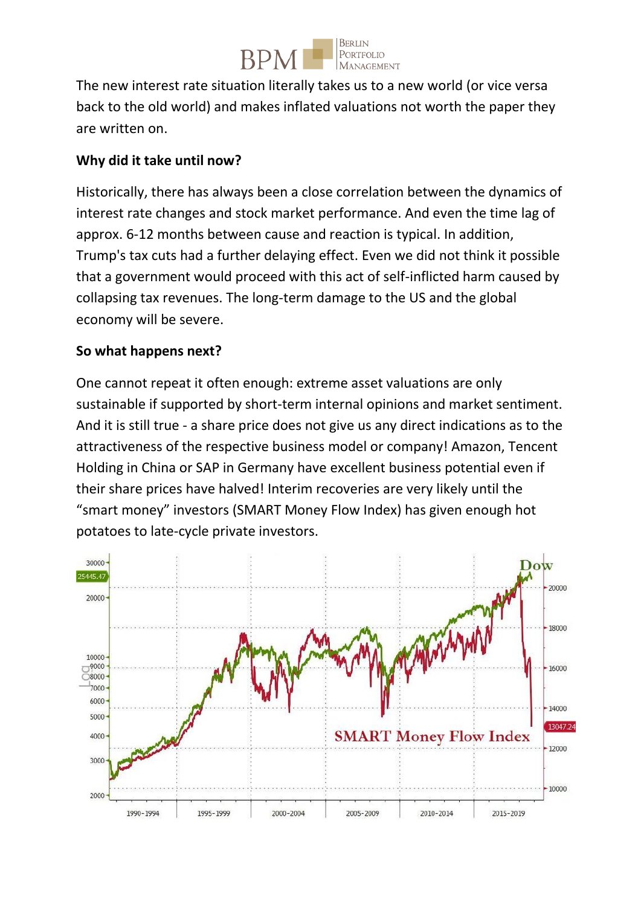The new interest rate situation literally takes us to a new world (or vice versa back to the old world) and makes inflated valuations not worth the paper they are written on.

**Why did it take until now?**

Historically, there has always been a close correlation between the dynamics of interest rate changes and stock market performance. And even the time lag of approx. 6-12 months between cause and reaction is typical. In addition, Trump's tax cuts had a further delaying effect. Even we did not think it possible that a government would proceed with this act of self-inflicted harm caused by collapsing tax revenues. The long-term damage to the US and the global economy will be severe.

**So what happens next?**

One cannot repeat it often enough: extreme asset valuations are only sustainable if supported by short-term internal opinions and market sentiment. And it is still true - a share price does not give us any direct indications as to the attractiveness of the respective business model or company! Amazon, Tencent Holding in China or SAP in Germany have excellent business potential even if their share prices have halved! Interim recoveries are very likely until the "smart money" investors (SMART Money Flow Index) has given enough hot potatoes to late-cycle private investors.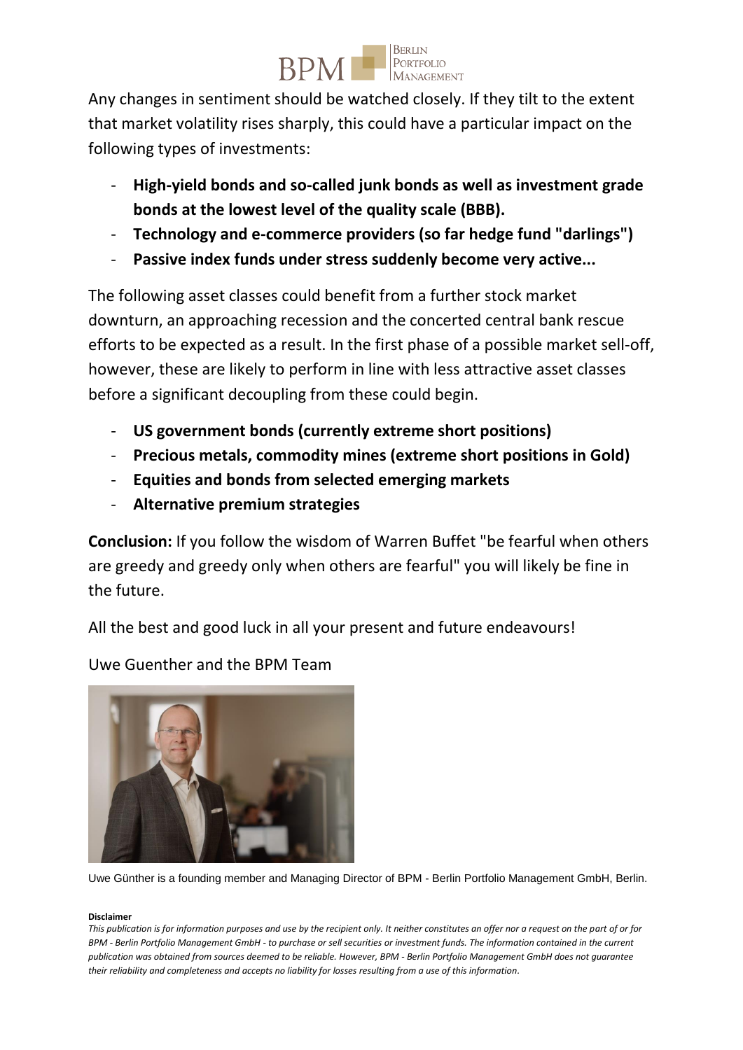Any changes in sentiment should be watched closely. If they tilt to the extent that market volatility rises sharply, this could have a particular impact on the following types of investments:

- **High-yield bonds and so-called junk bonds as well as investment grade bonds at the lowest level of the quality scale (BBB).**
- **Technology and e-commerce providers (so far hedge fund "darlings")**
- **Passive index funds under stress suddenly become very active...**

The following asset classes could benefit from a further stock market downturn, an approaching recession and the concerted central bank rescue efforts to be expected as a result. In the first phase of a possible market sell-off, however, these are likely to perform in line with less attractive asset classes before a significant decoupling from these could begin.

- **US government bonds (currently extreme short positions)**
- **Precious metals, commodity mines (extreme short positions in Gold)**
- **Equities and bonds from selected emerging markets**
- **Alternative premium strategies**

**Conclusion:** If you follow the wisdom of Warren Buffet "be fearful when others are greedy and greedy only when others are fearful" you will likely be fine in the future.

All the best and good luck in all your present and future endeavours!

Uwe Guenther and the BPM Team

Uwe Günther is a founding member and Managing Director of BPM - Berlin Portfolio Management GmbH, Berlin.

**Disclaimer**

*This publication is for information purposes and use by the recipient only. It neither constitutes an offer nor a request on the part of or for BPM - Berlin Portfolio Management GmbH - to purchase or sell securities or investment funds. The information contained in the current publication was obtained from sources deemed to be reliable. However, BPM - Berlin Portfolio Management GmbH does not guarantee their reliability and completeness and accepts no liability for losses resulting from a use of this information.*